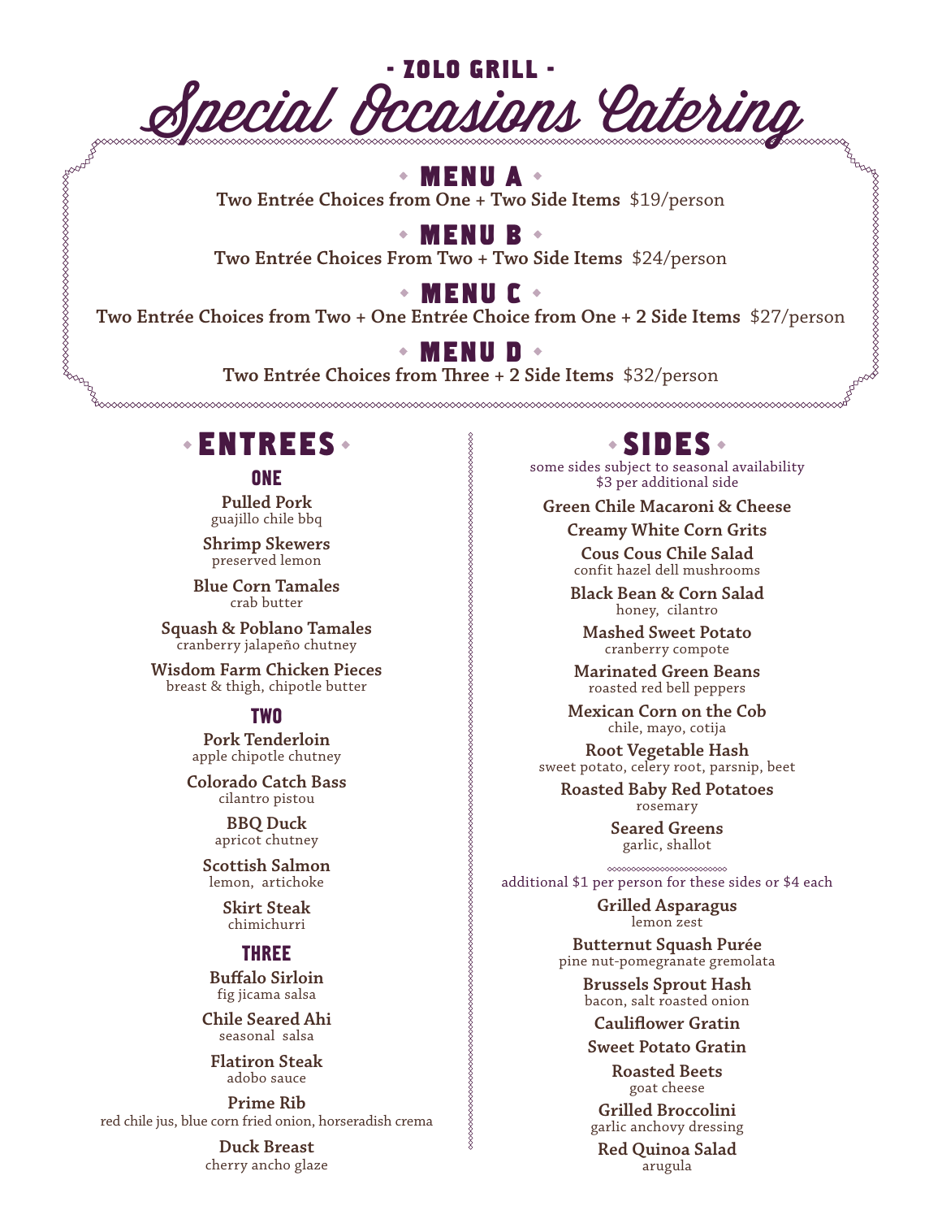# - ZOLO GRILL -

# Special Occasions Catering

## MENU A

**Two Entrée Choices from One + Two Side Items** $19/person

## MENU B

**Two Entrée Choices From Two + Two Side Items** $24/person

## MENU C

**Two Entrée Choices from Two + One Entrée Choice from One + 2 Side Items** $27/person

## MENU D

**Two Entrée Choices from Three + 2 Side Items** $32/person

## ENTREES

### ONE

**Pulled Pork**
guajillo chile bbq

**Shrimp Skewers**
preserved lemon

**Blue Corn Tamales**
crab butter

**Squash & Poblano Tamales**
cranberry jalapeño chutney

**Wisdom Farm Chicken Pieces**
breast & thigh, chipotle butter

### TWO

**Pork Tenderloin**
apple chipotle chutney

**Colorado Catch Bass**
cilantro pistou

**BBQ Duck**
apricot chutney

**Scottish Salmon**
lemon, artichoke

**Skirt Steak**
chimichurri

### THREE

**Buffalo Sirloin**
fig jicama salsa

**Chile Seared Ahi**
seasonal salsa

**Flatiron Steak**
adobo sauce

**Prime Rib**
red chile jus, blue corn fried onion, horseradish crema

**Duck Breast**
cherry ancho glaze

## SIDES

some sides subject to seasonal availability
$3 per additional side

**Green Chile Macaroni & Cheese**

**Creamy White Corn Grits**

**Cous Cous Chile Salad**
confit hazel dell mushrooms

**Black Bean & Corn Salad**
honey, cilantro

**Mashed Sweet Potato**
cranberry compote

**Marinated Green Beans**
roasted red bell peppers

**Mexican Corn on the Cob**
chile, mayo, cotija

**Root Vegetable Hash**
sweet potato, celery root, parsnip, beet

**Roasted Baby Red Potatoes**
rosemary

**Seared Greens**
garlic, shallot

additional $1 per person for these sides or $4 each

**Grilled Asparagus**
lemon zest

**Butternut Squash Purée**
pine nut-pomegranate gremolata

**Brussels Sprout Hash**
bacon, salt roasted onion

**Cauliflower Gratin**

**Sweet Potato Gratin**

**Roasted Beets**
goat cheese

**Grilled Broccolini**
garlic anchovy dressing

**Red Quinoa Salad**
arugula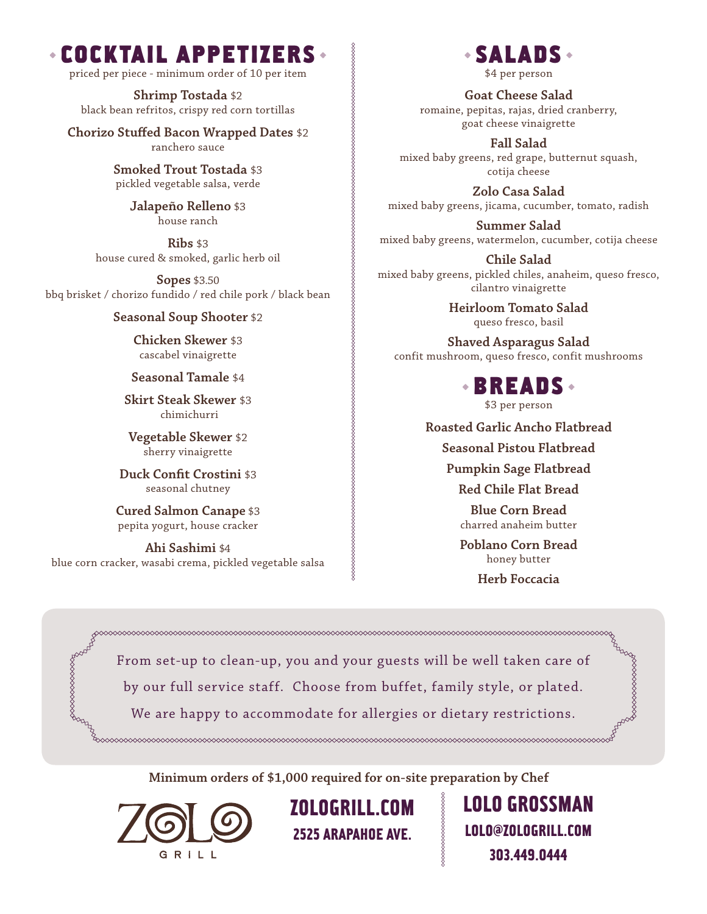## COCKTAIL APPETIZERS

priced per piece - minimum order of 10 per item

**Shrimp Tostada** $2
black bean refritos, crispy red corn tortillas

**Chorizo Stuffed Bacon Wrapped Dates** $2
ranchero sauce

**Smoked Trout Tostada** $3
pickled vegetable salsa, verde

**Jalapeño Relleno** $3
house ranch

**Ribs** $3
house cured & smoked, garlic herb oil

**Sopes** $3.50
bbq brisket / chorizo fundido / red chile pork / black bean

**Seasonal Soup Shooter** $2

**Chicken Skewer** $3
cascabel vinaigrette

**Seasonal Tamale** $4

**Skirt Steak Skewer** $3
chimichurri

**Vegetable Skewer** $2
sherry vinaigrette

**Duck Confit Crostini** $3
seasonal chutney

**Cured Salmon Canape** $3
pepita yogurt, house cracker

**Ahi Sashimi** $4
blue corn cracker, wasabi crema, pickled vegetable salsa

## SALADS

$4 per person

**Goat Cheese Salad**
romaine, pepitas, rajas, dried cranberry, goat cheese vinaigrette

**Fall Salad**
mixed baby greens, red grape, butternut squash, cotija cheese

**Zolo Casa Salad**
mixed baby greens, jicama, cucumber, tomato, radish

**Summer Salad**
mixed baby greens, watermelon, cucumber, cotija cheese

**Chile Salad**
mixed baby greens, pickled chiles, anaheim, queso fresco, cilantro vinaigrette

**Heirloom Tomato Salad**
queso fresco, basil

**Shaved Asparagus Salad**
confit mushroom, queso fresco, confit mushrooms

## BREADS

$3 per person

**Roasted Garlic Ancho Flatbread**

**Seasonal Pistou Flatbread**

**Pumpkin Sage Flatbread**

**Red Chile Flat Bread**

**Blue Corn Bread**
charred anaheim butter

**Poblano Corn Bread**
honey butter

**Herb Foccacia**

From set-up to clean-up, you and your guests will be well taken care of by our full service staff. Choose from buffet, family style, or plated. We are happy to accommodate for allergies or dietary restrictions.

**Minimum orders of $1,000 required for on-site preparation by Chef**

ZOLO GRILL

ZOLOGRILL.COM
2525 ARAPAHOE AVE.

LOLO GROSSMAN
LOLO@ZOLOGRILL.COM
303.449.0444